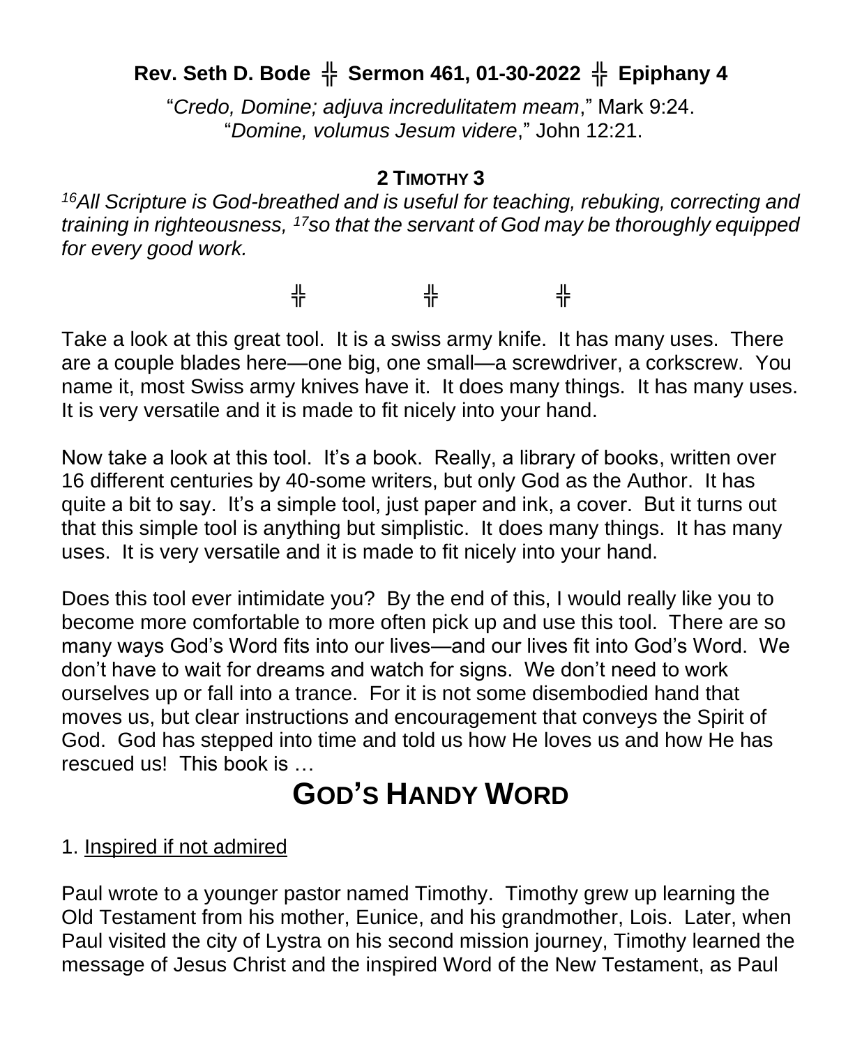**Rev. Seth D. Bode ╬ Sermon 461, 01-30-2022 ╬ Epiphany 4**

"*Credo, Domine; adjuva incredulitatem meam*," Mark 9:24.
"*Domine, volumus Jesum videre*," John 12:21.

**2 TIMOTHY 3**

*[16]All Scripture is God-breathed and is useful for teaching, rebuking, correcting and training in righteousness, [17]so that the servant of God may be thoroughly equipped for every good work.*

╬ ╬ ╬

Take a look at this great tool. It is a swiss army knife. It has many uses. There are a couple blades here—one big, one small—a screwdriver, a corkscrew. You name it, most Swiss army knives have it. It does many things. It has many uses. It is very versatile and it is made to fit nicely into your hand.

Now take a look at this tool. It's a book. Really, a library of books, written over 16 different centuries by 40-some writers, but only God as the Author. It has quite a bit to say. It's a simple tool, just paper and ink, a cover. But it turns out that this simple tool is anything but simplistic. It does many things. It has many uses. It is very versatile and it is made to fit nicely into your hand.

Does this tool ever intimidate you? By the end of this, I would really like you to become more comfortable to more often pick up and use this tool. There are so many ways God's Word fits into our lives—and our lives fit into God's Word. We don't have to wait for dreams and watch for signs. We don't need to work ourselves up or fall into a trance. For it is not some disembodied hand that moves us, but clear instructions and encouragement that conveys the Spirit of God. God has stepped into time and told us how He loves us and how He has rescued us! This book is …

# GOD'S HANDY WORD

1. Inspired if not admired

Paul wrote to a younger pastor named Timothy. Timothy grew up learning the Old Testament from his mother, Eunice, and his grandmother, Lois. Later, when Paul visited the city of Lystra on his second mission journey, Timothy learned the message of Jesus Christ and the inspired Word of the New Testament, as Paul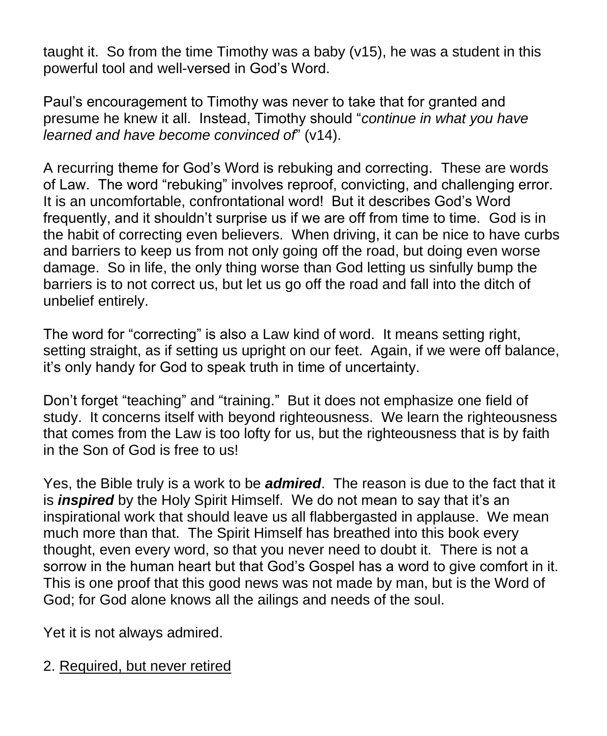taught it. So from the time Timothy was a baby (v15), he was a student in this powerful tool and well-versed in God's Word.

Paul's encouragement to Timothy was never to take that for granted and presume he knew it all. Instead, Timothy should "*continue in what you have learned and have become convinced of*" (v14).

A recurring theme for God's Word is rebuking and correcting. These are words of Law. The word "rebuking" involves reproof, convicting, and challenging error. It is an uncomfortable, confrontational word! But it describes God's Word frequently, and it shouldn't surprise us if we are off from time to time. God is in the habit of correcting even believers. When driving, it can be nice to have curbs and barriers to keep us from not only going off the road, but doing even worse damage. So in life, the only thing worse than God letting us sinfully bump the barriers is to not correct us, but let us go off the road and fall into the ditch of unbelief entirely.

The word for "correcting" is also a Law kind of word. It means setting right, setting straight, as if setting us upright on our feet. Again, if we were off balance, it's only handy for God to speak truth in time of uncertainty.

Don't forget "teaching" and "training." But it does not emphasize one field of study. It concerns itself with beyond righteousness. We learn the righteousness that comes from the Law is too lofty for us, but the righteousness that is by faith in the Son of God is free to us!

Yes, the Bible truly is a work to be ***admired***. The reason is due to the fact that it is ***inspired*** by the Holy Spirit Himself. We do not mean to say that it's an inspirational work that should leave us all flabbergasted in applause. We mean much more than that. The Spirit Himself has breathed into this book every thought, even every word, so that you never need to doubt it. There is not a sorrow in the human heart but that God's Gospel has a word to give comfort in it. This is one proof that this good news was not made by man, but is the Word of God; for God alone knows all the ailings and needs of the soul.

Yet it is not always admired.

2. <u>Required, but never retired</u>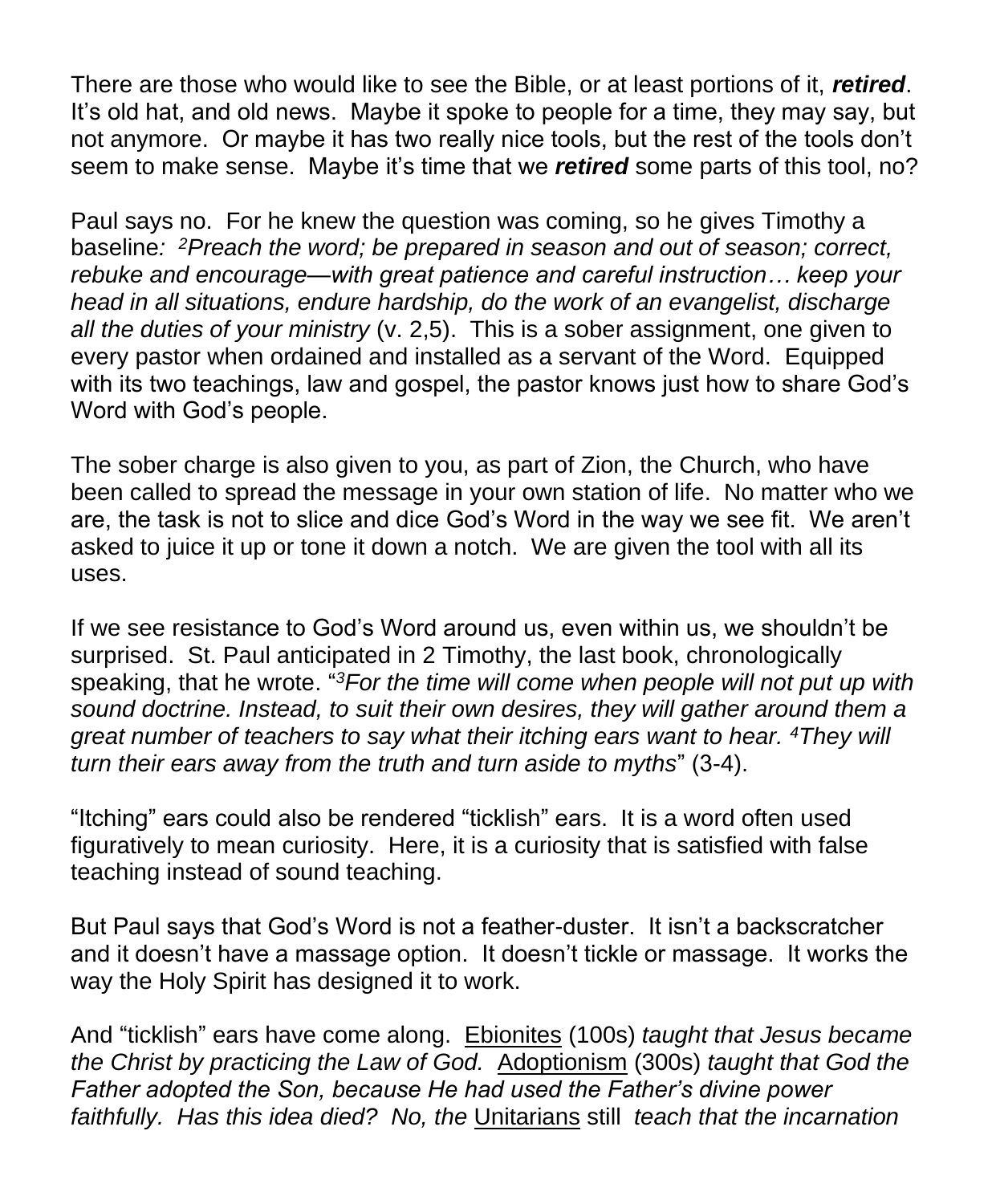There are those who would like to see the Bible, or at least portions of it, ***retired***. It's old hat, and old news. Maybe it spoke to people for a time, they may say, but not anymore. Or maybe it has two really nice tools, but the rest of the tools don't seem to make sense. Maybe it's time that we ***retired*** some parts of this tool, no?

Paul says no. For he knew the question was coming, so he gives Timothy a baseline*: [2]Preach the word; be prepared in season and out of season; correct, rebuke and encourage—with great patience and careful instruction… keep your head in all situations, endure hardship, do the work of an evangelist, discharge all the duties of your ministry* (v. 2,5). This is a sober assignment, one given to every pastor when ordained and installed as a servant of the Word. Equipped with its two teachings, law and gospel, the pastor knows just how to share God's Word with God's people.

The sober charge is also given to you, as part of Zion, the Church, who have been called to spread the message in your own station of life. No matter who we are, the task is not to slice and dice God's Word in the way we see fit. We aren't asked to juice it up or tone it down a notch. We are given the tool with all its uses.

If we see resistance to God's Word around us, even within us, we shouldn't be surprised. St. Paul anticipated in 2 Timothy, the last book, chronologically speaking, that he wrote. "*[3]For the time will come when people will not put up with sound doctrine. Instead, to suit their own desires, they will gather around them a great number of teachers to say what their itching ears want to hear. [4]They will turn their ears away from the truth and turn aside to myths*" (3-4).

"Itching" ears could also be rendered "ticklish" ears. It is a word often used figuratively to mean curiosity. Here, it is a curiosity that is satisfied with false teaching instead of sound teaching.

But Paul says that God's Word is not a feather-duster. It isn't a backscratcher and it doesn't have a massage option. It doesn't tickle or massage. It works the way the Holy Spirit has designed it to work.

And "ticklish" ears have come along. <u>Ebionites</u> (100s) *taught that Jesus became the Christ by practicing the Law of God.* <u>Adoptionism</u> (300s) *taught that God the Father adopted the Son, because He had used the Father's divine power faithfully. Has this idea died? No, the* <u>Unitarians</u> still *teach that the incarnation*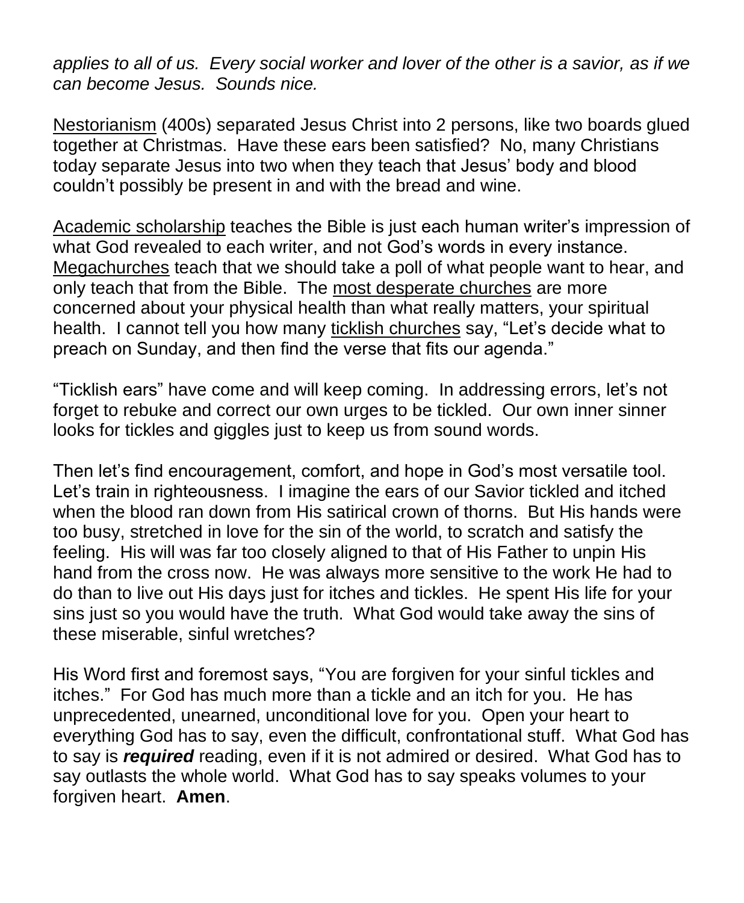*applies to all of us. Every social worker and lover of the other is a savior, as if we can become Jesus. Sounds nice.*

<u>Nestorianism</u> (400s) separated Jesus Christ into 2 persons, like two boards glued together at Christmas. Have these ears been satisfied? No, many Christians today separate Jesus into two when they teach that Jesus' body and blood couldn't possibly be present in and with the bread and wine.

<u>Academic scholarship</u> teaches the Bible is just each human writer's impression of what God revealed to each writer, and not God's words in every instance. <u>Megachurches</u> teach that we should take a poll of what people want to hear, and only teach that from the Bible. The <u>most desperate churches</u> are more concerned about your physical health than what really matters, your spiritual health. I cannot tell you how many <u>ticklish churches</u> say, "Let's decide what to preach on Sunday, and then find the verse that fits our agenda."

"Ticklish ears" have come and will keep coming. In addressing errors, let's not forget to rebuke and correct our own urges to be tickled. Our own inner sinner looks for tickles and giggles just to keep us from sound words.

Then let's find encouragement, comfort, and hope in God's most versatile tool. Let's train in righteousness. I imagine the ears of our Savior tickled and itched when the blood ran down from His satirical crown of thorns. But His hands were too busy, stretched in love for the sin of the world, to scratch and satisfy the feeling. His will was far too closely aligned to that of His Father to unpin His hand from the cross now. He was always more sensitive to the work He had to do than to live out His days just for itches and tickles. He spent His life for your sins just so you would have the truth. What God would take away the sins of these miserable, sinful wretches?

His Word first and foremost says, "You are forgiven for your sinful tickles and itches." For God has much more than a tickle and an itch for you. He has unprecedented, unearned, unconditional love for you. Open your heart to everything God has to say, even the difficult, confrontational stuff. What God has to say is ***required*** reading, even if it is not admired or desired. What God has to say outlasts the whole world. What God has to say speaks volumes to your forgiven heart. **Amen**.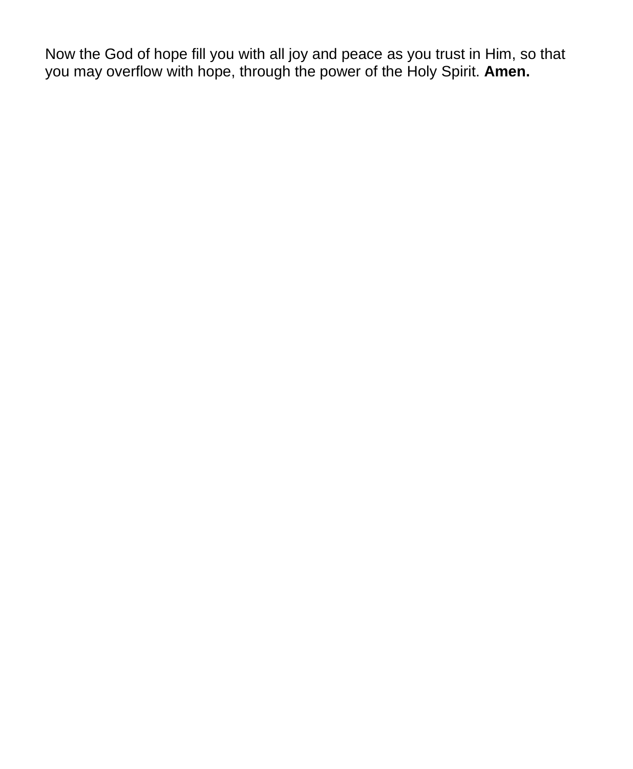Now the God of hope fill you with all joy and peace as you trust in Him, so that you may overflow with hope, through the power of the Holy Spirit. **Amen.**